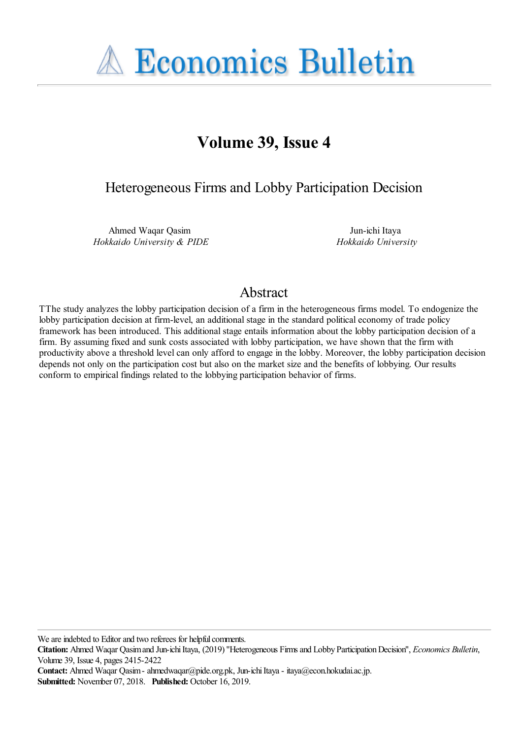# Economics Bulletin

## Volume 39, Issue 4

## Heterogeneous Firms and Lobby Participation Decision

Ahmed Waqar Qasim
*Hokkaido University & PIDE*

Jun-ichi Itaya
*Hokkaido University*

## Abstract

TThe study analyzes the lobby participation decision of a firm in the heterogeneous firms model. To endogenize the lobby participation decision at firm-level, an additional stage in the standard political economy of trade policy framework has been introduced. This additional stage entails information about the lobby participation decision of a firm. By assuming fixed and sunk costs associated with lobby participation, we have shown that the firm with productivity above a threshold level can only afford to engage in the lobby. Moreover, the lobby participation decision depends not only on the participation cost but also on the market size and the benefits of lobbying. Our results conform to empirical findings related to the lobbying participation behavior of firms.

---

We are indebted to Editor and two referees for helpful comments.

**Citation:** Ahmed Waqar Qasim and Jun-ichi Itaya, (2019) "Heterogeneous Firms and Lobby Participation Decision", *Economics Bulletin*, Volume 39, Issue 4, pages 2415-2422

**Contact:** Ahmed Waqar Qasim - ahmedwaqar@pide.org.pk, Jun-ichi Itaya - itaya@econ.hokudai.ac.jp.

**Submitted:** November 07, 2018. **Published:** October 16, 2019.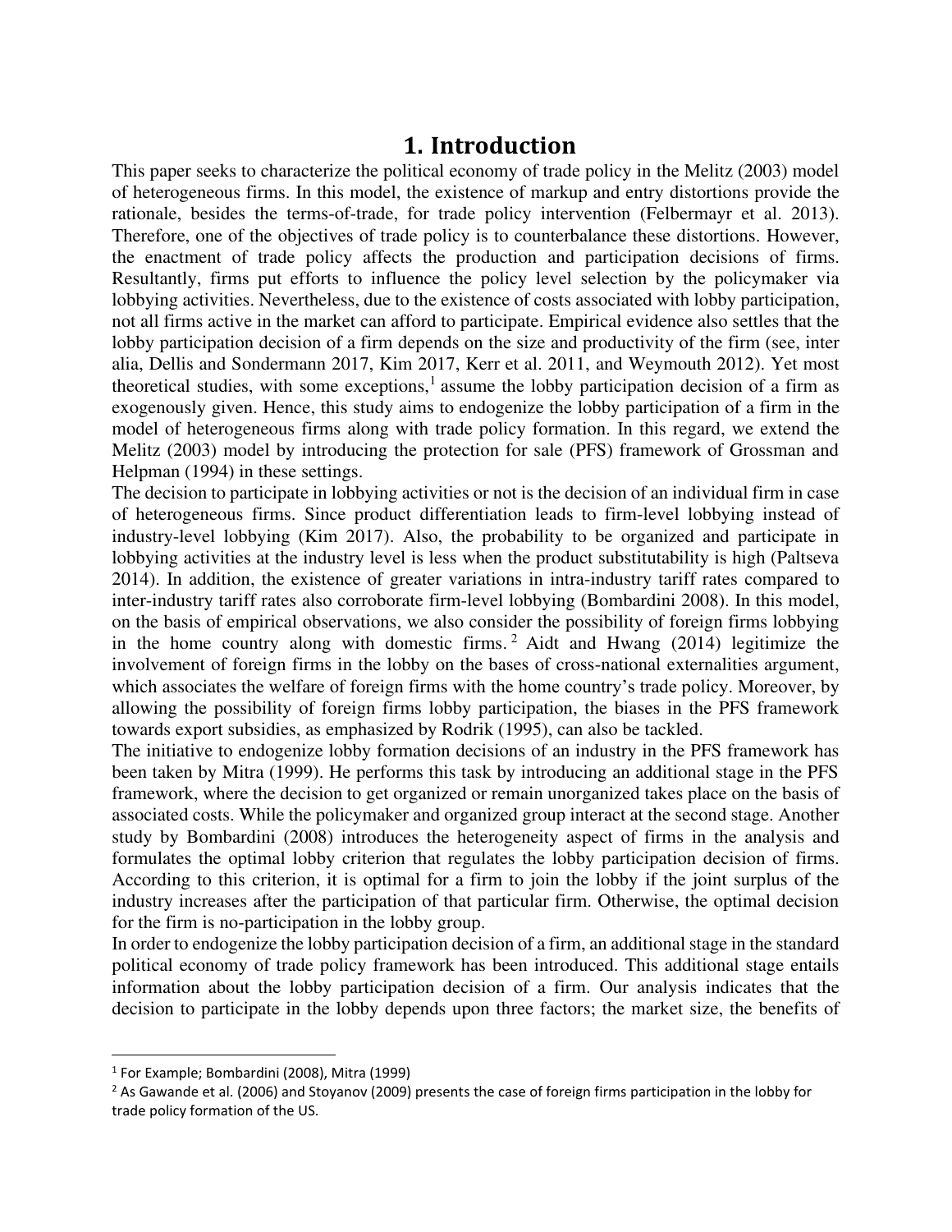# 1. Introduction

This paper seeks to characterize the political economy of trade policy in the Melitz (2003) model of heterogeneous firms. In this model, the existence of markup and entry distortions provide the rationale, besides the terms-of-trade, for trade policy intervention (Felbermayr et al. 2013). Therefore, one of the objectives of trade policy is to counterbalance these distortions. However, the enactment of trade policy affects the production and participation decisions of firms. Resultantly, firms put efforts to influence the policy level selection by the policymaker via lobbying activities. Nevertheless, due to the existence of costs associated with lobby participation, not all firms active in the market can afford to participate. Empirical evidence also settles that the lobby participation decision of a firm depends on the size and productivity of the firm (see, inter alia, Dellis and Sondermann 2017, Kim 2017, Kerr et al. 2011, and Weymouth 2012). Yet most theoretical studies, with some exceptions,[1] assume the lobby participation decision of a firm as exogenously given. Hence, this study aims to endogenize the lobby participation of a firm in the model of heterogeneous firms along with trade policy formation. In this regard, we extend the Melitz (2003) model by introducing the protection for sale (PFS) framework of Grossman and Helpman (1994) in these settings.

The decision to participate in lobbying activities or not is the decision of an individual firm in case of heterogeneous firms. Since product differentiation leads to firm-level lobbying instead of industry-level lobbying (Kim 2017). Also, the probability to be organized and participate in lobbying activities at the industry level is less when the product substitutability is high (Paltseva 2014). In addition, the existence of greater variations in intra-industry tariff rates compared to inter-industry tariff rates also corroborate firm-level lobbying (Bombardini 2008). In this model, on the basis of empirical observations, we also consider the possibility of foreign firms lobbying in the home country along with domestic firms.[2] Aidt and Hwang (2014) legitimize the involvement of foreign firms in the lobby on the bases of cross-national externalities argument, which associates the welfare of foreign firms with the home country's trade policy. Moreover, by allowing the possibility of foreign firms lobby participation, the biases in the PFS framework towards export subsidies, as emphasized by Rodrik (1995), can also be tackled.

The initiative to endogenize lobby formation decisions of an industry in the PFS framework has been taken by Mitra (1999). He performs this task by introducing an additional stage in the PFS framework, where the decision to get organized or remain unorganized takes place on the basis of associated costs. While the policymaker and organized group interact at the second stage. Another study by Bombardini (2008) introduces the heterogeneity aspect of firms in the analysis and formulates the optimal lobby criterion that regulates the lobby participation decision of firms. According to this criterion, it is optimal for a firm to join the lobby if the joint surplus of the industry increases after the participation of that particular firm. Otherwise, the optimal decision for the firm is no-participation in the lobby group.

In order to endogenize the lobby participation decision of a firm, an additional stage in the standard political economy of trade policy framework has been introduced. This additional stage entails information about the lobby participation decision of a firm. Our analysis indicates that the decision to participate in the lobby depends upon three factors; the market size, the benefits of

---

[1] For Example; Bombardini (2008), Mitra (1999)

[2] As Gawande et al. (2006) and Stoyanov (2009) presents the case of foreign firms participation in the lobby for trade policy formation of the US.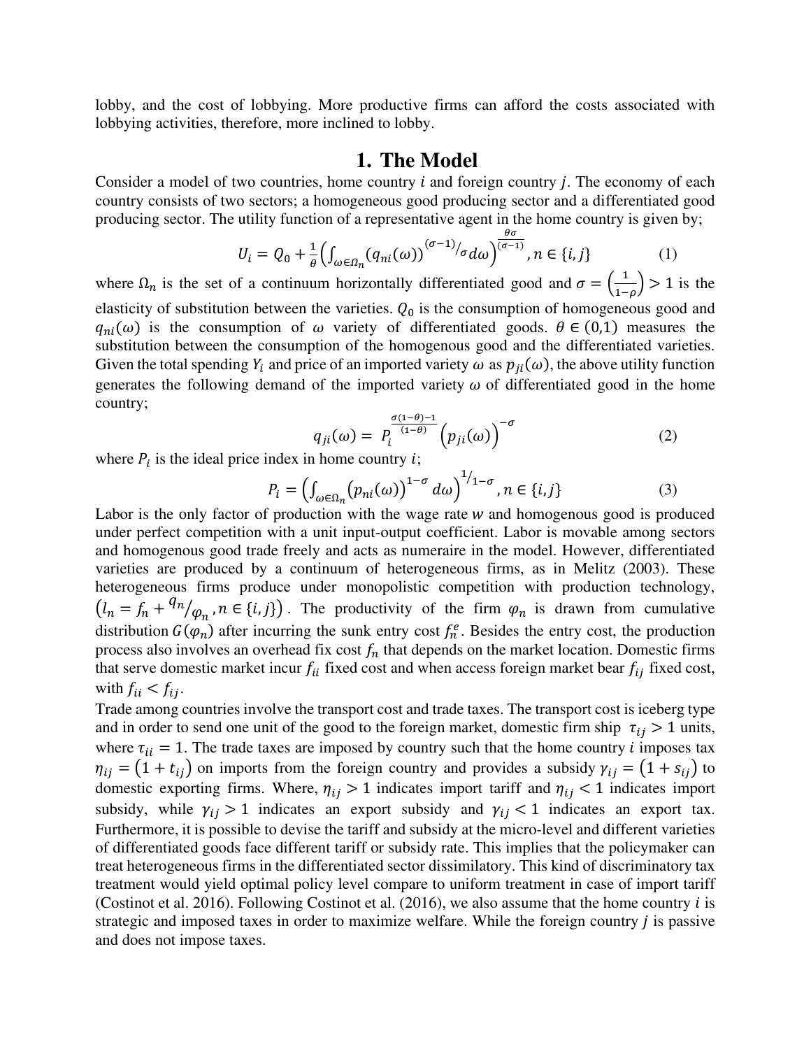lobby, and the cost of lobbying. More productive firms can afford the costs associated with lobbying activities, therefore, more inclined to lobby.

# 1. The Model

Consider a model of two countries, home country $i$ and foreign country $j$. The economy of each country consists of two sectors; a homogeneous good producing sector and a differentiated good producing sector. The utility function of a representative agent in the home country is given by;

$$U_i = Q_0 + \frac{1}{\theta}\left(\int_{\omega \in \Omega_n} (q_{ni}(\omega))^{(\sigma-1)/\sigma} d\omega\right)^{\frac{\theta\sigma}{(\sigma-1)}}, n \in \{i, j\} \tag{1}$$

where $\Omega_n$ is the set of a continuum horizontally differentiated good and $\sigma = \left(\frac{1}{1-\rho}\right) > 1$ is the elasticity of substitution between the varieties. $Q_0$ is the consumption of homogeneous good and $q_{ni}(\omega)$ is the consumption of $\omega$ variety of differentiated goods. $\theta \in (0,1)$ measures the substitution between the consumption of the homogenous good and the differentiated varieties. Given the total spending $Y_i$ and price of an imported variety $\omega$ as $p_{ji}(\omega)$, the above utility function generates the following demand of the imported variety $\omega$ of differentiated good in the home country;

$$q_{ji}(\omega) = P_i^{\frac{\sigma(1-\theta)-1}{(1-\theta)}} \left(p_{ji}(\omega)\right)^{-\sigma} \tag{2}$$

where $P_i$ is the ideal price index in home country $i$;

$$P_i = \left(\int_{\omega \in \Omega_n} \left(p_{ni}(\omega)\right)^{1-\sigma} d\omega\right)^{1/_{1-\sigma}}, n \in \{i, j\} \tag{3}$$

Labor is the only factor of production with the wage rate $w$ and homogenous good is produced under perfect competition with a unit input-output coefficient. Labor is movable among sectors and homogenous good trade freely and acts as numeraire in the model. However, differentiated varieties are produced by a continuum of heterogeneous firms, as in Melitz (2003). These heterogeneous firms produce under monopolistic competition with production technology, $\left(l_n = f_n + {q_n}/{\varphi_n}, n \in \{i, j\}\right)$. The productivity of the firm $\varphi_n$ is drawn from cumulative distribution $G(\varphi_n)$ after incurring the sunk entry cost $f_n^e$. Besides the entry cost, the production process also involves an overhead fix cost $f_n$ that depends on the market location. Domestic firms that serve domestic market incur $f_{ii}$ fixed cost and when access foreign market bear $f_{ij}$ fixed cost, with $f_{ii} < f_{ij}$.

Trade among countries involve the transport cost and trade taxes. The transport cost is iceberg type and in order to send one unit of the good to the foreign market, domestic firm ship $\tau_{ij} > 1$ units, where $\tau_{ii} = 1$. The trade taxes are imposed by country such that the home country $i$ imposes tax $\eta_{ij} = (1 + t_{ij})$ on imports from the foreign country and provides a subsidy $\gamma_{ij} = (1 + s_{ij})$ to domestic exporting firms. Where, $\eta_{ij} > 1$ indicates import tariff and $\eta_{ij} < 1$ indicates import subsidy, while $\gamma_{ij} > 1$ indicates an export subsidy and $\gamma_{ij} < 1$ indicates an export tax. Furthermore, it is possible to devise the tariff and subsidy at the micro-level and different varieties of differentiated goods face different tariff or subsidy rate. This implies that the policymaker can treat heterogeneous firms in the differentiated sector dissimilatory. This kind of discriminatory tax treatment would yield optimal policy level compare to uniform treatment in case of import tariff (Costinot et al. 2016). Following Costinot et al. (2016), we also assume that the home country $i$ is strategic and imposed taxes in order to maximize welfare. While the foreign country $j$ is passive and does not impose taxes.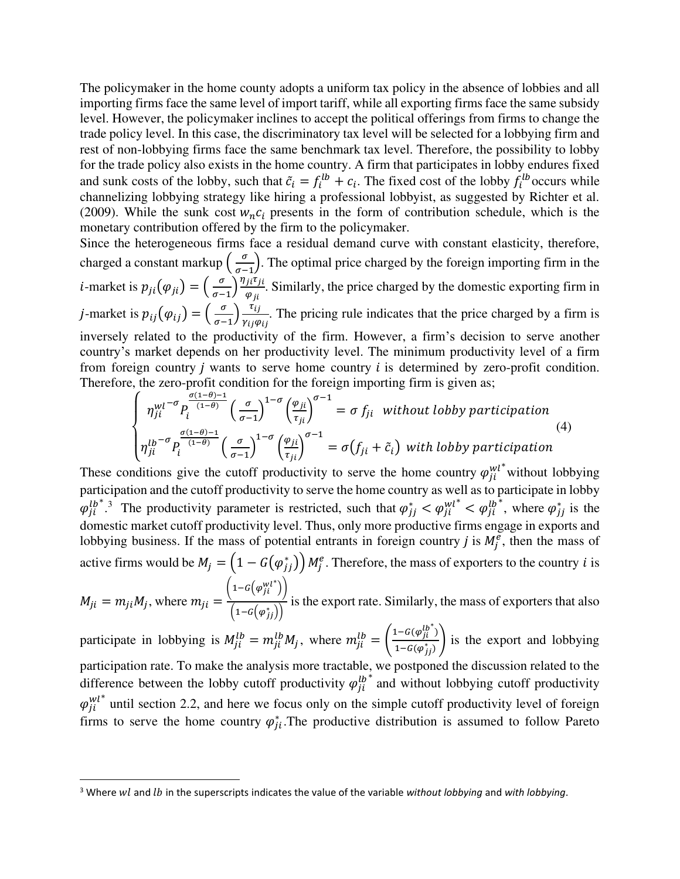The policymaker in the home county adopts a uniform tax policy in the absence of lobbies and all importing firms face the same level of import tariff, while all exporting firms face the same subsidy level. However, the policymaker inclines to accept the political offerings from firms to change the trade policy level. In this case, the discriminatory tax level will be selected for a lobbying firm and rest of non-lobbying firms face the same benchmark tax level. Therefore, the possibility to lobby for the trade policy also exists in the home country. A firm that participates in lobby endures fixed and sunk costs of the lobby, such that $\tilde{c}_i = f_i^{lb} + c_i$. The fixed cost of the lobby $f_i^{lb}$ occurs while channelizing lobbying strategy like hiring a professional lobbyist, as suggested by Richter et al. (2009). While the sunk cost $w_n c_i$ presents in the form of contribution schedule, which is the monetary contribution offered by the firm to the policymaker.

Since the heterogeneous firms face a residual demand curve with constant elasticity, therefore, charged a constant markup $\left(\frac{\sigma}{\sigma-1}\right)$. The optimal price charged by the foreign importing firm in the $i$-market is $p_{ji}(\varphi_{ji}) = \left(\frac{\sigma}{\sigma-1}\right)\frac{\eta_{ji}\tau_{ji}}{\varphi_{ji}}$. Similarly, the price charged by the domestic exporting firm in $j$-market is $p_{ij}(\varphi_{ij}) = \left(\frac{\sigma}{\sigma-1}\right)\frac{\tau_{ij}}{\gamma_{ij}\varphi_{ij}}$. The pricing rule indicates that the price charged by a firm is inversely related to the productivity of the firm. However, a firm's decision to serve another country's market depends on her productivity level. The minimum productivity level of a firm from foreign country $j$ wants to serve home country $i$ is determined by zero-profit condition. Therefore, the zero-profit condition for the foreign importing firm is given as;

$$\begin{cases} {\eta_{ji}^{wl}}^{-\sigma} P_i^{\frac{\sigma(1-\theta)-1}{(1-\theta)}} \left(\frac{\sigma}{\sigma-1}\right)^{1-\sigma} \left(\frac{\varphi_{ji}}{\tau_{ji}}\right)^{\sigma-1} = \sigma f_{ji} \quad \textit{without lobby participation} \\ {\eta_{ji}^{lb}}^{-\sigma} P_i^{\frac{\sigma(1-\theta)-1}{(1-\theta)}} \left(\frac{\sigma}{\sigma-1}\right)^{1-\sigma} \left(\frac{\varphi_{ji}}{\tau_{ji}}\right)^{\sigma-1} = \sigma(f_{ji} + \tilde{c}_i) \quad \textit{with lobby participation} \end{cases} \tag{4}$$

These conditions give the cutoff productivity to serve the home country ${\varphi_{ji}^{wl}}^*$ without lobbying participation and the cutoff productivity to serve the home country as well as to participate in lobby ${\varphi_{ji}^{lb}}^*$.[3] The productivity parameter is restricted, such that $\varphi_{jj}^* < {\varphi_{ji}^{wl}}^* < {\varphi_{ji}^{lb}}^*$, where $\varphi_{jj}^*$ is the domestic market cutoff productivity level. Thus, only more productive firms engage in exports and lobbying business. If the mass of potential entrants in foreign country $j$ is $M_j^e$, then the mass of active firms would be $M_j = \left(1 - G(\varphi_{jj}^*)\right) M_j^e$. Therefore, the mass of exporters to the country $i$ is $M_{ji} = m_{ji} M_j$, where $m_{ji} = \frac{\left(1-G\left({\varphi_{ji}^{wl}}^*\right)\right)}{\left(1-G\left(\varphi_{jj}^*\right)\right)}$ is the export rate. Similarly, the mass of exporters that also participate in lobbying is $M_{ji}^{lb} = m_{ji}^{lb} M_j$, where $m_{ji}^{lb} = \left(\frac{1-G({\varphi_{ji}^{lb}}^*)}{1-G(\varphi_{jj}^*)}\right)$ is the export and lobbying participation rate. To make the analysis more tractable, we postponed the discussion related to the difference between the lobby cutoff productivity ${\varphi_{ji}^{lb}}^*$ and without lobbying cutoff productivity ${\varphi_{ji}^{wl}}^*$ until section 2.2, and here we focus only on the simple cutoff productivity level of foreign firms to serve the home country $\varphi_{ji}^*$. The productive distribution is assumed to follow Pareto

[3] Where $wl$ and $lb$ in the superscripts indicates the value of the variable *without lobbying* and *with lobbying*.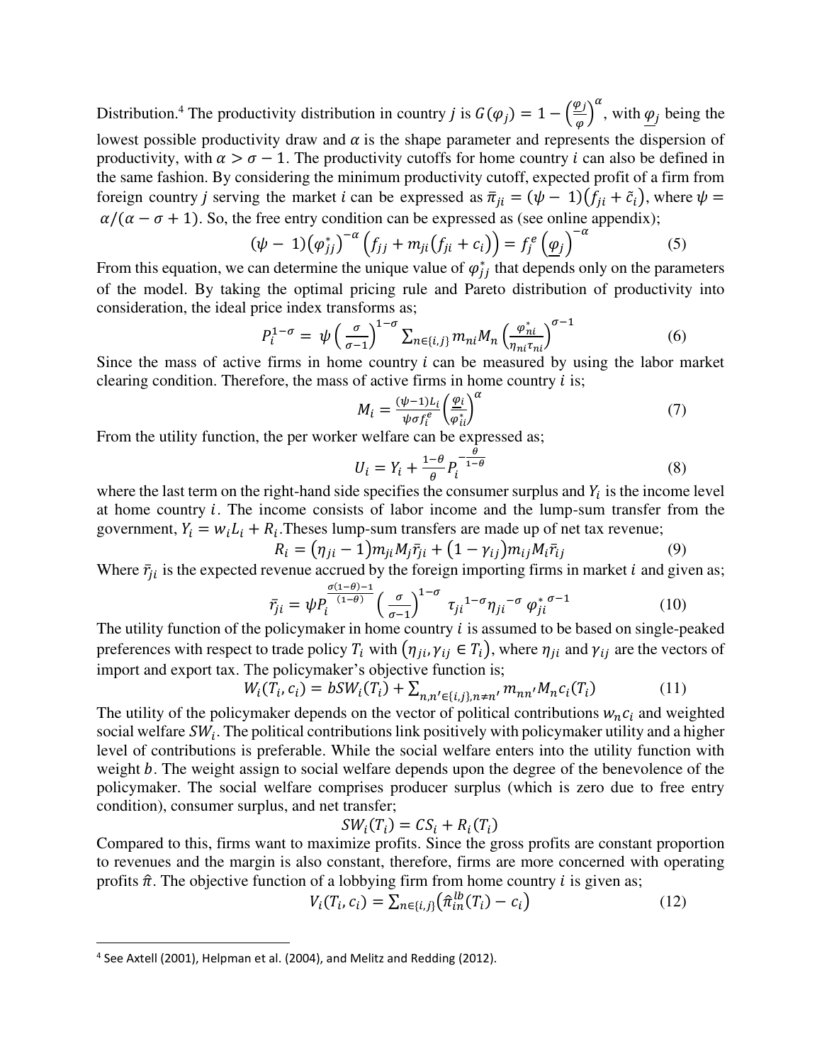Distribution.[4] The productivity distribution in country $j$ is $G(\varphi_j) = 1 - \left(\frac{\underline{\varphi_j}}{\varphi}\right)^{\alpha}$, with $\underline{\varphi_j}$ being the lowest possible productivity draw and $\alpha$ is the shape parameter and represents the dispersion of productivity, with $\alpha > \sigma - 1$. The productivity cutoffs for home country $i$ can also be defined in the same fashion. By considering the minimum productivity cutoff, expected profit of a firm from foreign country $j$ serving the market $i$ can be expressed as $\bar{\pi}_{ji} = (\psi - 1)(f_{ji} + \tilde{c}_i)$, where $\psi = \alpha/(\alpha - \sigma + 1)$. So, the free entry condition can be expressed as (see online appendix);

$$(\psi - 1)(\varphi_{jj}^{*})^{-\alpha}\left(f_{jj} + m_{ji}(f_{ji} + c_i)\right) = f_j^e\left(\underline{\varphi_j}\right)^{-\alpha} \tag{5}$$

From this equation, we can determine the unique value of $\varphi_{jj}^{*}$ that depends only on the parameters of the model. By taking the optimal pricing rule and Pareto distribution of productivity into consideration, the ideal price index transforms as;

$$P_i^{1-\sigma} = \psi\left(\frac{\sigma}{\sigma-1}\right)^{1-\sigma}\sum_{n\in\{i,j\}} m_{ni}M_n\left(\frac{\varphi_{ni}^{*}}{\eta_{ni}\tau_{ni}}\right)^{\sigma-1} \tag{6}$$

Since the mass of active firms in home country $i$ can be measured by using the labor market clearing condition. Therefore, the mass of active firms in home country $i$ is;

$$M_i = \frac{(\psi-1)L_i}{\psi\sigma f_i^e}\left(\frac{\underline{\varphi_i}}{\varphi_{ii}^{*}}\right)^{\alpha} \tag{7}$$

From the utility function, the per worker welfare can be expressed as;

$$U_i = Y_i + \frac{1-\theta}{\theta}P_i^{-\frac{\theta}{1-\theta}} \tag{8}$$

where the last term on the right-hand side specifies the consumer surplus and $Y_i$ is the income level at home country $i$. The income consists of labor income and the lump-sum transfer from the government, $Y_i = w_iL_i + R_i$.Theses lump-sum transfers are made up of net tax revenue;

$$R_i = (\eta_{ji} - 1)m_{ji}M_j\bar{r}_{ji} + (1 - \gamma_{ij})m_{ij}M_i\bar{r}_{ij} \tag{9}$$

Where $\bar{r}_{ji}$ is the expected revenue accrued by the foreign importing firms in market $i$ and given as;

$$\bar{r}_{ji} = \psi P_i^{\frac{\sigma(1-\theta)-1}{(1-\theta)}}\left(\frac{\sigma}{\sigma-1}\right)^{1-\sigma}\tau_{ji}^{1-\sigma}\eta_{ji}^{-\sigma}\varphi_{ji}^{*\,\sigma-1} \tag{10}$$

The utility function of the policymaker in home country $i$ is assumed to be based on single-peaked preferences with respect to trade policy $T_i$ with $(\eta_{ji}, \gamma_{ij} \in T_i)$, where $\eta_{ji}$ and $\gamma_{ij}$ are the vectors of import and export tax. The policymaker's objective function is;

$$W_i(T_i, c_i) = bSW_i(T_i) + \sum_{n,n'\in\{i,j\},n\neq n'} m_{nn'}M_nc_i(T_i) \tag{11}$$

The utility of the policymaker depends on the vector of political contributions $w_nc_i$ and weighted social welfare $SW_i$. The political contributions link positively with policymaker utility and a higher level of contributions is preferable. While the social welfare enters into the utility function with weight $b$. The weight assign to social welfare depends upon the degree of the benevolence of the policymaker. The social welfare comprises producer surplus (which is zero due to free entry condition), consumer surplus, and net transfer;

$$SW_i(T_i) = CS_i + R_i(T_i)$$

Compared to this, firms want to maximize profits. Since the gross profits are constant proportion to revenues and the margin is also constant, therefore, firms are more concerned with operating profits $\hat{\pi}$. The objective function of a lobbying firm from home country $i$ is given as;

$$V_i(T_i, c_i) = \sum_{n\in\{i,j\}}\left(\hat{\pi}_{in}^{lb}(T_i) - c_i\right) \tag{12}$$

---

[4] See Axtell (2001), Helpman et al. (2004), and Melitz and Redding (2012).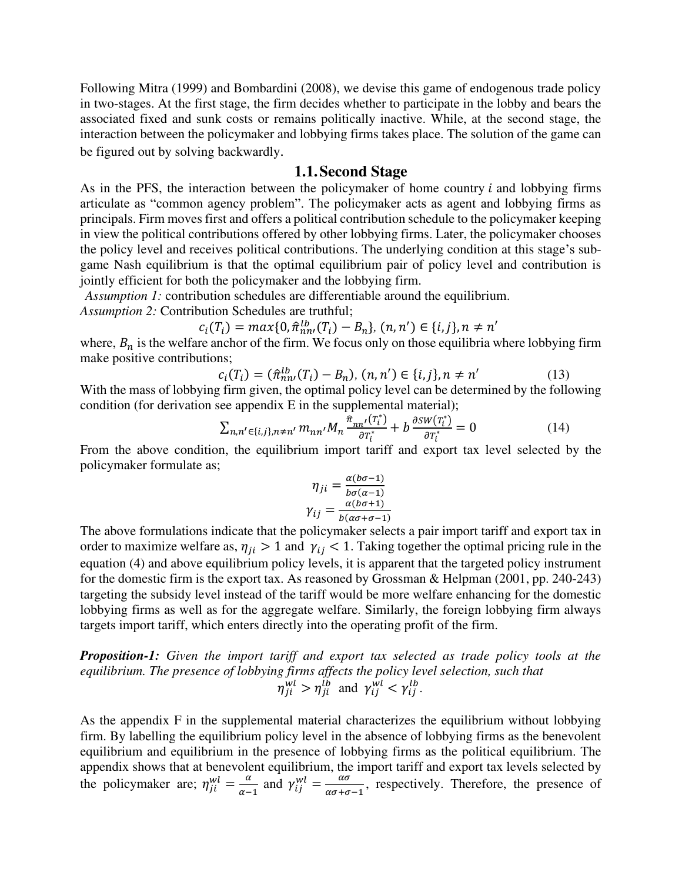Following Mitra (1999) and Bombardini (2008), we devise this game of endogenous trade policy in two-stages. At the first stage, the firm decides whether to participate in the lobby and bears the associated fixed and sunk costs or remains politically inactive. While, at the second stage, the interaction between the policymaker and lobbying firms takes place. The solution of the game can be figured out by solving backwardly.

## 1.1. Second Stage

As in the PFS, the interaction between the policymaker of home country $i$ and lobbying firms articulate as "common agency problem". The policymaker acts as agent and lobbying firms as principals. Firm moves first and offers a political contribution schedule to the policymaker keeping in view the political contributions offered by other lobbying firms. Later, the policymaker chooses the policy level and receives political contributions. The underlying condition at this stage's sub-game Nash equilibrium is that the optimal equilibrium pair of policy level and contribution is jointly efficient for both the policymaker and the lobbying firm.

*Assumption 1:* contribution schedules are differentiable around the equilibrium.

*Assumption 2:* Contribution Schedules are truthful;

$$c_i(T_i) = max\{0, \hat{\pi}_{nn'}^{lb}(T_i) - B_n\},\ (n, n') \in \{i, j\}, n \neq n'$$

where, $B_n$ is the welfare anchor of the firm. We focus only on those equilibria where lobbying firm make positive contributions;

$$c_i(T_i) = (\hat{\pi}_{nn'}^{lb}(T_i) - B_n),\ (n, n') \in \{i, j\}, n \neq n' \tag{13}$$

With the mass of lobbying firm given, the optimal policy level can be determined by the following condition (for derivation see appendix E in the supplemental material);

$$\sum_{n,n' \in \{i,j\}, n \neq n'} m_{nn'} M_n \frac{\hat{\pi}_{nn'}(T_i^*)}{\partial T_i^*} + b \frac{\partial SW(T_i^*)}{\partial T_i^*} = 0 \tag{14}$$

From the above condition, the equilibrium import tariff and export tax level selected by the policymaker formulate as;

$$\eta_{ji} = \frac{\alpha(b\sigma - 1)}{b\sigma(\alpha - 1)}$$

$$\gamma_{ij} = \frac{\alpha(b\sigma + 1)}{b(\alpha\sigma + \sigma - 1)}$$

The above formulations indicate that the policymaker selects a pair import tariff and export tax in order to maximize welfare as, $\eta_{ji} > 1$ and $\gamma_{ij} < 1$. Taking together the optimal pricing rule in the equation (4) and above equilibrium policy levels, it is apparent that the targeted policy instrument for the domestic firm is the export tax. As reasoned by Grossman & Helpman (2001, pp. 240-243) targeting the subsidy level instead of the tariff would be more welfare enhancing for the domestic lobbying firms as well as for the aggregate welfare. Similarly, the foreign lobbying firm always targets import tariff, which enters directly into the operating profit of the firm.

***Proposition-1:*** *Given the import tariff and export tax selected as trade policy tools at the equilibrium. The presence of lobbying firms affects the policy level selection, such that*

$$\eta_{ji}^{wl} > \eta_{ji}^{lb} \text{ and } \gamma_{ij}^{wl} < \gamma_{ij}^{lb}.$$

As the appendix F in the supplemental material characterizes the equilibrium without lobbying firm. By labelling the equilibrium policy level in the absence of lobbying firms as the benevolent equilibrium and equilibrium in the presence of lobbying firms as the political equilibrium. The appendix shows that at benevolent equilibrium, the import tariff and export tax levels selected by the policymaker are; $\eta_{ji}^{wl} = \frac{\alpha}{\alpha - 1}$ and $\gamma_{ij}^{wl} = \frac{\alpha\sigma}{\alpha\sigma + \sigma - 1}$, respectively. Therefore, the presence of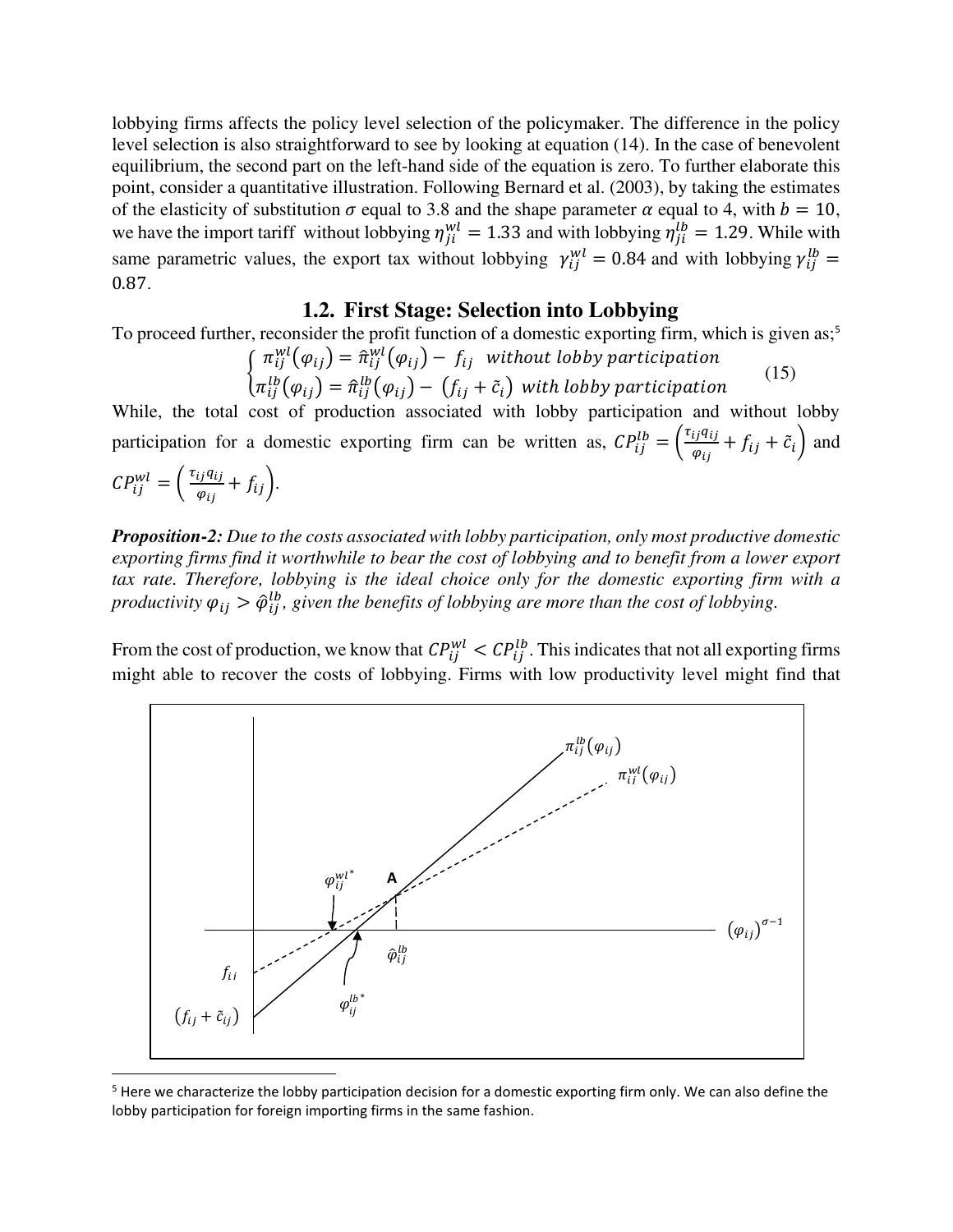lobbying firms affects the policy level selection of the policymaker. The difference in the policy level selection is also straightforward to see by looking at equation (14). In the case of benevolent equilibrium, the second part on the left-hand side of the equation is zero. To further elaborate this point, consider a quantitative illustration. Following Bernard et al. (2003), by taking the estimates of the elasticity of substitution $\sigma$ equal to 3.8 and the shape parameter $\alpha$ equal to 4, with $b = 10$, we have the import tariff without lobbying $\eta_{ji}^{wl} = 1.33$ and with lobbying $\eta_{ji}^{lb} = 1.29$. While with same parametric values, the export tax without lobbying $\gamma_{ij}^{wl} = 0.84$ and with lobbying $\gamma_{ij}^{lb} = 0.87$.

## 1.2. First Stage: Selection into Lobbying

To proceed further, reconsider the profit function of a domestic exporting firm, which is given as;[5]

$$\begin{cases} \pi_{ij}^{wl}(\varphi_{ij}) = \hat{\pi}_{ij}^{wl}(\varphi_{ij}) - f_{ij} \quad \text{without lobby participation} \\ \pi_{ij}^{lb}(\varphi_{ij}) = \hat{\pi}_{ij}^{lb}(\varphi_{ij}) - \left(f_{ij} + \tilde{c}_i\right) \quad \text{with lobby participation} \end{cases} \tag{15}$$

While, the total cost of production associated with lobby participation and without lobby participation for a domestic exporting firm can be written as, $CP_{ij}^{lb} = \left(\frac{\tau_{ij} q_{ij}}{\varphi_{ij}} + f_{ij} + \tilde{c}_i\right)$ and $CP_{ij}^{wl} = \left(\frac{\tau_{ij} q_{ij}}{\varphi_{ij}} + f_{ij}\right)$.

***Proposition-2:*** *Due to the costs associated with lobby participation, only most productive domestic exporting firms find it worthwhile to bear the cost of lobbying and to benefit from a lower export tax rate. Therefore, lobbying is the ideal choice only for the domestic exporting firm with a productivity $\varphi_{ij} > \hat{\varphi}_{ij}^{lb}$, given the benefits of lobbying are more than the cost of lobbying.*

From the cost of production, we know that $CP_{ij}^{wl} < CP_{ij}^{lb}$. This indicates that not all exporting firms might able to recover the costs of lobbying. Firms with low productivity level might find that

---

[5] Here we characterize the lobby participation decision for a domestic exporting firm only. We can also define the lobby participation for foreign importing firms in the same fashion.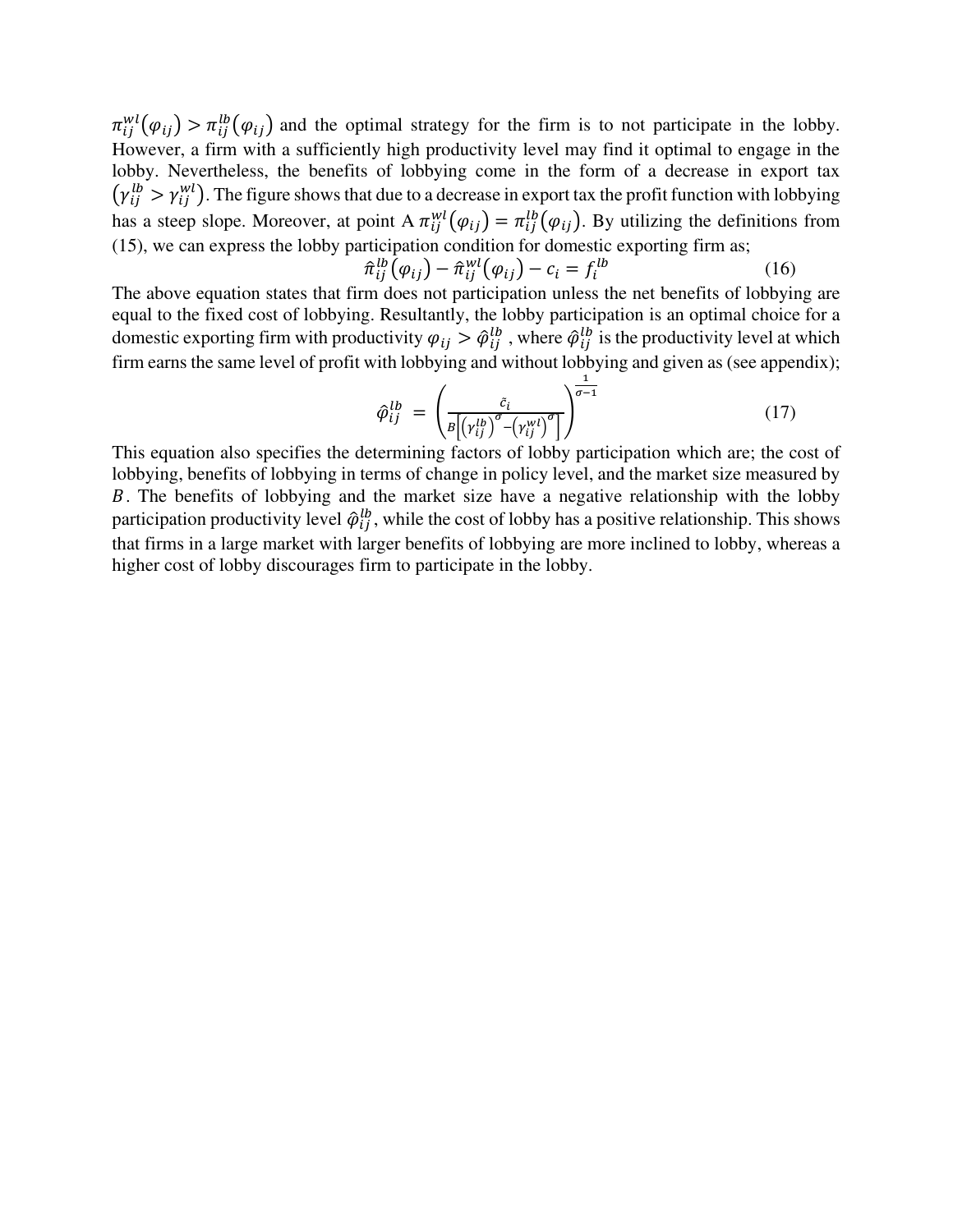$\pi_{ij}^{wl}(\varphi_{ij}) > \pi_{ij}^{lb}(\varphi_{ij})$ and the optimal strategy for the firm is to not participate in the lobby. However, a firm with a sufficiently high productivity level may find it optimal to engage in the lobby. Nevertheless, the benefits of lobbying come in the form of a decrease in export tax $(\gamma_{ij}^{lb} > \gamma_{ij}^{wl})$. The figure shows that due to a decrease in export tax the profit function with lobbying has a steep slope. Moreover, at point A $\pi_{ij}^{wl}(\varphi_{ij}) = \pi_{ij}^{lb}(\varphi_{ij})$. By utilizing the definitions from (15), we can express the lobby participation condition for domestic exporting firm as;

$$\hat{\pi}_{ij}^{lb}(\varphi_{ij}) - \hat{\pi}_{ij}^{wl}(\varphi_{ij}) - c_i = f_i^{lb} \tag{16}$$

The above equation states that firm does not participation unless the net benefits of lobbying are equal to the fixed cost of lobbying. Resultantly, the lobby participation is an optimal choice for a domestic exporting firm with productivity $\varphi_{ij} > \hat{\varphi}_{ij}^{lb}$ , where $\hat{\varphi}_{ij}^{lb}$ is the productivity level at which firm earns the same level of profit with lobbying and without lobbying and given as (see appendix);

$$\hat{\varphi}_{ij}^{lb} = \left( \frac{\tilde{c}_i}{B\left[\left(\gamma_{ij}^{lb}\right)^{\sigma} - \left(\gamma_{ij}^{wl}\right)^{\sigma}\right]} \right)^{\frac{1}{\sigma-1}} \tag{17}$$

This equation also specifies the determining factors of lobby participation which are; the cost of lobbying, benefits of lobbying in terms of change in policy level, and the market size measured by $B$. The benefits of lobbying and the market size have a negative relationship with the lobby participation productivity level $\hat{\varphi}_{ij}^{lb}$, while the cost of lobby has a positive relationship. This shows that firms in a large market with larger benefits of lobbying are more inclined to lobby, whereas a higher cost of lobby discourages firm to participate in the lobby.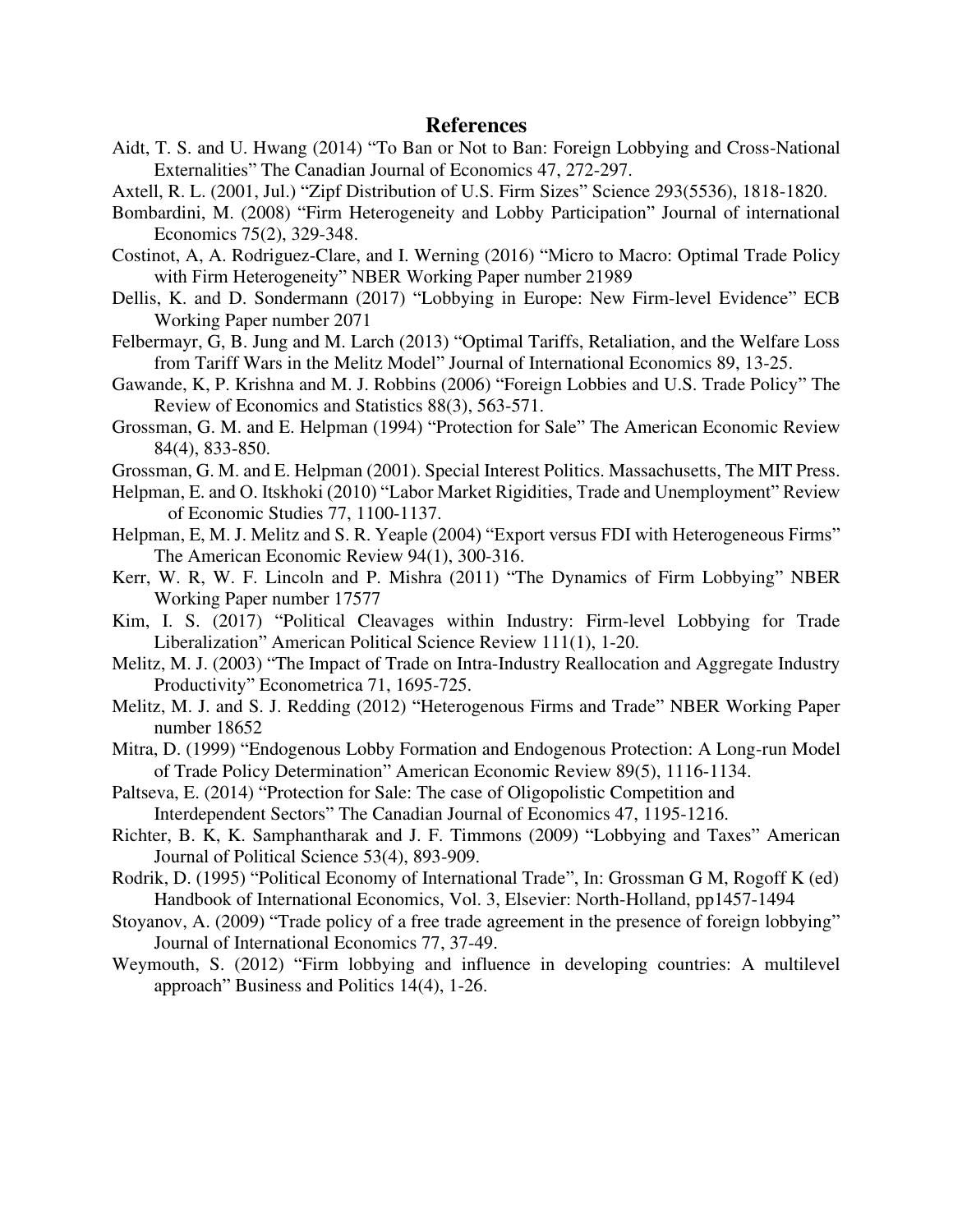# References

Aidt, T. S. and U. Hwang (2014) "To Ban or Not to Ban: Foreign Lobbying and Cross-National Externalities" The Canadian Journal of Economics 47, 272-297.

Axtell, R. L. (2001, Jul.) "Zipf Distribution of U.S. Firm Sizes" Science 293(5536), 1818-1820.

Bombardini, M. (2008) "Firm Heterogeneity and Lobby Participation" Journal of international Economics 75(2), 329-348.

Costinot, A, A. Rodriguez-Clare, and I. Werning (2016) "Micro to Macro: Optimal Trade Policy with Firm Heterogeneity" NBER Working Paper number 21989

Dellis, K. and D. Sondermann (2017) "Lobbying in Europe: New Firm-level Evidence" ECB Working Paper number 2071

Felbermayr, G, B. Jung and M. Larch (2013) "Optimal Tariffs, Retaliation, and the Welfare Loss from Tariff Wars in the Melitz Model" Journal of International Economics 89, 13-25.

Gawande, K, P. Krishna and M. J. Robbins (2006) "Foreign Lobbies and U.S. Trade Policy" The Review of Economics and Statistics 88(3), 563-571.

Grossman, G. M. and E. Helpman (1994) "Protection for Sale" The American Economic Review 84(4), 833-850.

Grossman, G. M. and E. Helpman (2001). Special Interest Politics. Massachusetts, The MIT Press.

Helpman, E. and O. Itskhoki (2010) "Labor Market Rigidities, Trade and Unemployment" Review of Economic Studies 77, 1100-1137.

Helpman, E, M. J. Melitz and S. R. Yeaple (2004) "Export versus FDI with Heterogeneous Firms" The American Economic Review 94(1), 300-316.

Kerr, W. R, W. F. Lincoln and P. Mishra (2011) "The Dynamics of Firm Lobbying" NBER Working Paper number 17577

Kim, I. S. (2017) "Political Cleavages within Industry: Firm-level Lobbying for Trade Liberalization" American Political Science Review 111(1), 1-20.

Melitz, M. J. (2003) "The Impact of Trade on Intra-Industry Reallocation and Aggregate Industry Productivity" Econometrica 71, 1695-725.

Melitz, M. J. and S. J. Redding (2012) "Heterogenous Firms and Trade" NBER Working Paper number 18652

Mitra, D. (1999) "Endogenous Lobby Formation and Endogenous Protection: A Long-run Model of Trade Policy Determination" American Economic Review 89(5), 1116-1134.

Paltseva, E. (2014) "Protection for Sale: The case of Oligopolistic Competition and Interdependent Sectors" The Canadian Journal of Economics 47, 1195-1216.

Richter, B. K, K. Samphantharak and J. F. Timmons (2009) "Lobbying and Taxes" American Journal of Political Science 53(4), 893-909.

Rodrik, D. (1995) "Political Economy of International Trade", In: Grossman G M, Rogoff K (ed) Handbook of International Economics, Vol. 3, Elsevier: North-Holland, pp1457-1494

Stoyanov, A. (2009) "Trade policy of a free trade agreement in the presence of foreign lobbying" Journal of International Economics 77, 37-49.

Weymouth, S. (2012) "Firm lobbying and influence in developing countries: A multilevel approach" Business and Politics 14(4), 1-26.